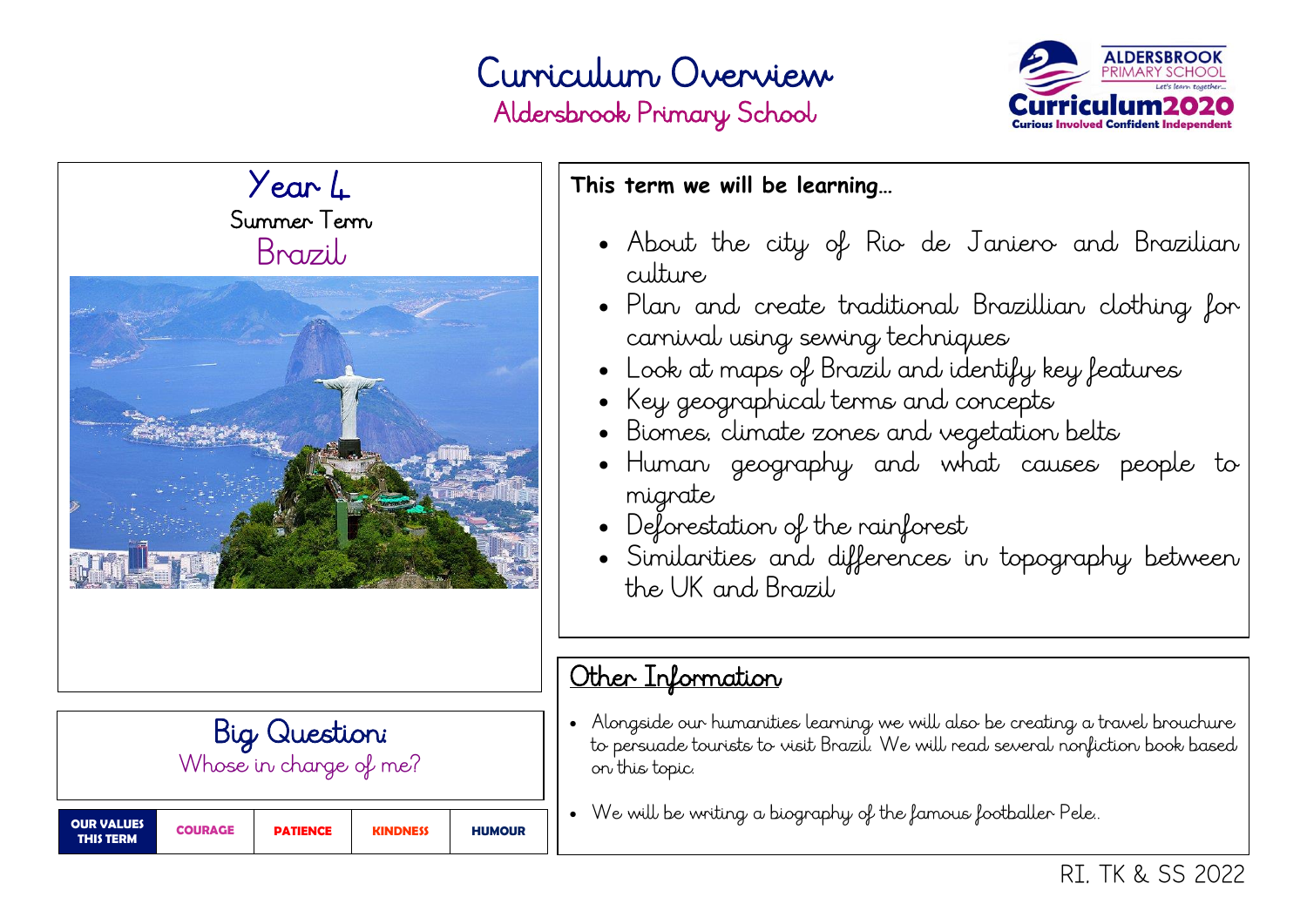# Curriculum Overview

## Aldersbrook Primary School

ALDERSBROOK PRIMARY SCHOOL
Let's learn together...
Curriculum2020
Curious Involved Confident Independent

## Year 4

### Summer Term

### Brazil

## Big Question:

Whose in charge of me?

| OUR VALUES THIS TERM | COURAGE | PATIENCE | KINDNESS | HUMOUR |
|---|---|---|---|---|

**This term we will be learning…**

- About the city of Rio de Janiero and Brazilian culture
- Plan and create traditional Brazillian clothing for carnival using sewing techniques
- Look at maps of Brazil and identify key features
- Key geographical terms and concepts
- Biomes, climate zones and vegetation belts
- Human geography and what causes people to migrate
- Deforestation of the rainforest
- Similarities and differences in topography between the UK and Brazil

## Other Information

- Alongside our humanities learning we will also be creating a travel brouchure to persuade tourists to visit Brazil. We will read several nonfiction book based on this topic.
- We will be writing a biography of the famous footballer Pele..

RI, TK & SS 2022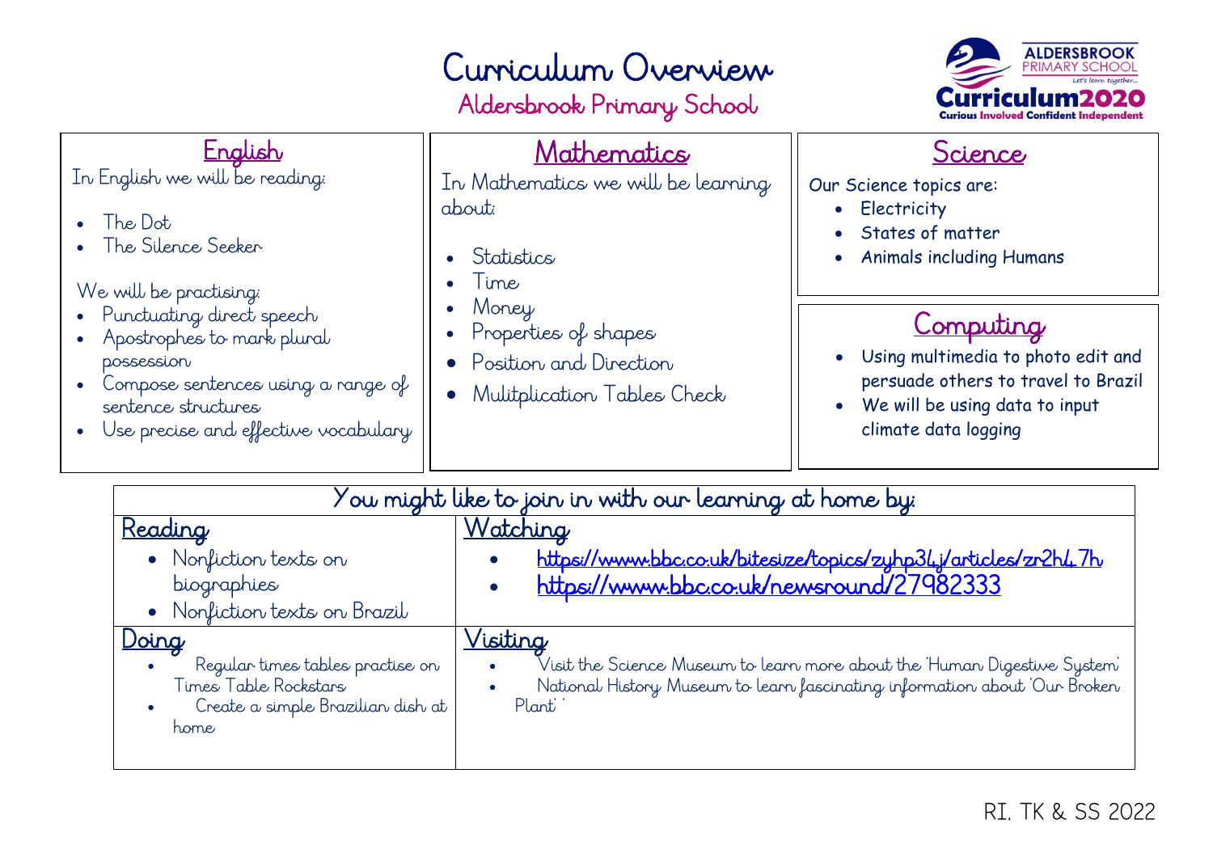# Curriculum Overview

## Aldersbrook Primary School

ALDERSBROOK PRIMARY SCHOOL
Let's learn together...
Curriculum2020
Curious Involved Confident Independent

## English

In English we will be reading:

- The Dot
- The Silence Seeker

We will be practising:

- Punctuating direct speech
- Apostrophes to mark plural possession
- Compose sentences using a range of sentence structures
- Use precise and effective vocabulary

## Mathematics

In Mathematics we will be learning about:

- Statistics
- Time
- Money
- Properties of shapes
- Position and Direction
- Mulitplication Tables Check

## Science

Our Science topics are:

- Electricity
- States of matter
- Animals including Humans

## Computing

- Using multimedia to photo edit and persuade others to travel to Brazil
- We will be using data to input climate data logging

## You might like to join in with our learning at home by:

### Reading

- Nonfiction texts on biographies
- Nonfiction texts on Brazil

### Watching

- https://www.bbc.co.uk/bitesize/topics/zyhp34j/articles/zr2h47h
- https://www.bbc.co.uk/newsround/27982333

### Doing

- Regular times tables practise on Times Table Rockstars
- Create a simple Brazilian dish at home

### Visiting

- Visit the Science Museum to learn more about the 'Human Digestive System'
- National History Museum to learn fascinating information about 'Our Broken Plant' '

RI, TK & SS 2022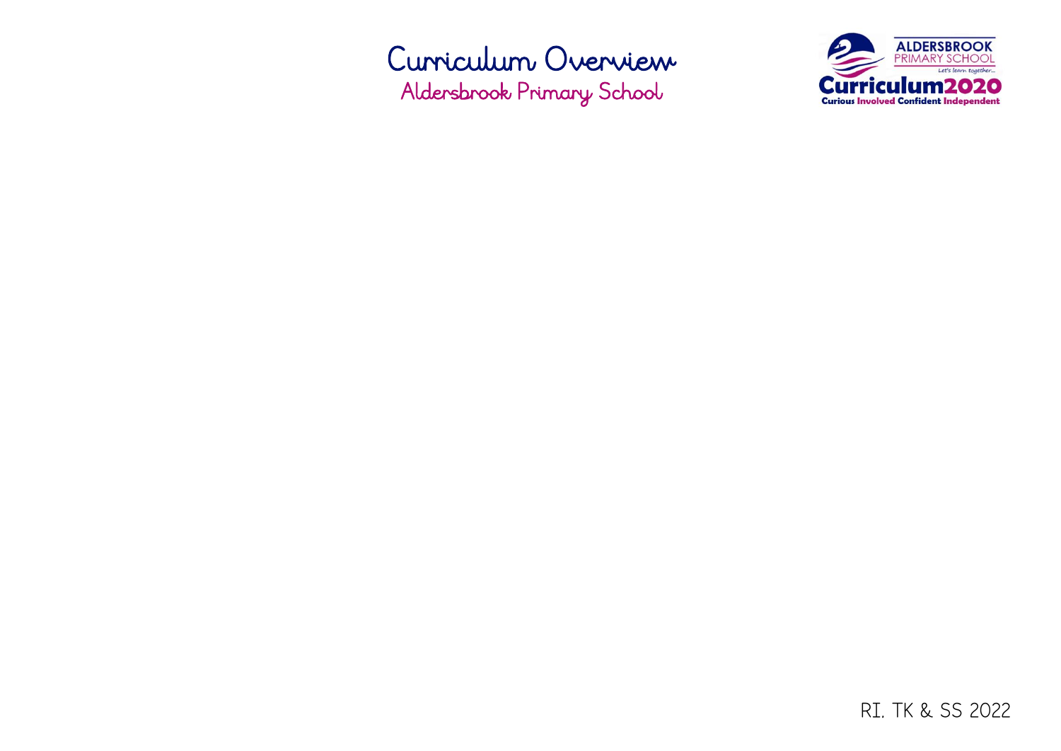# Curriculum Overview

## Aldersbrook Primary School